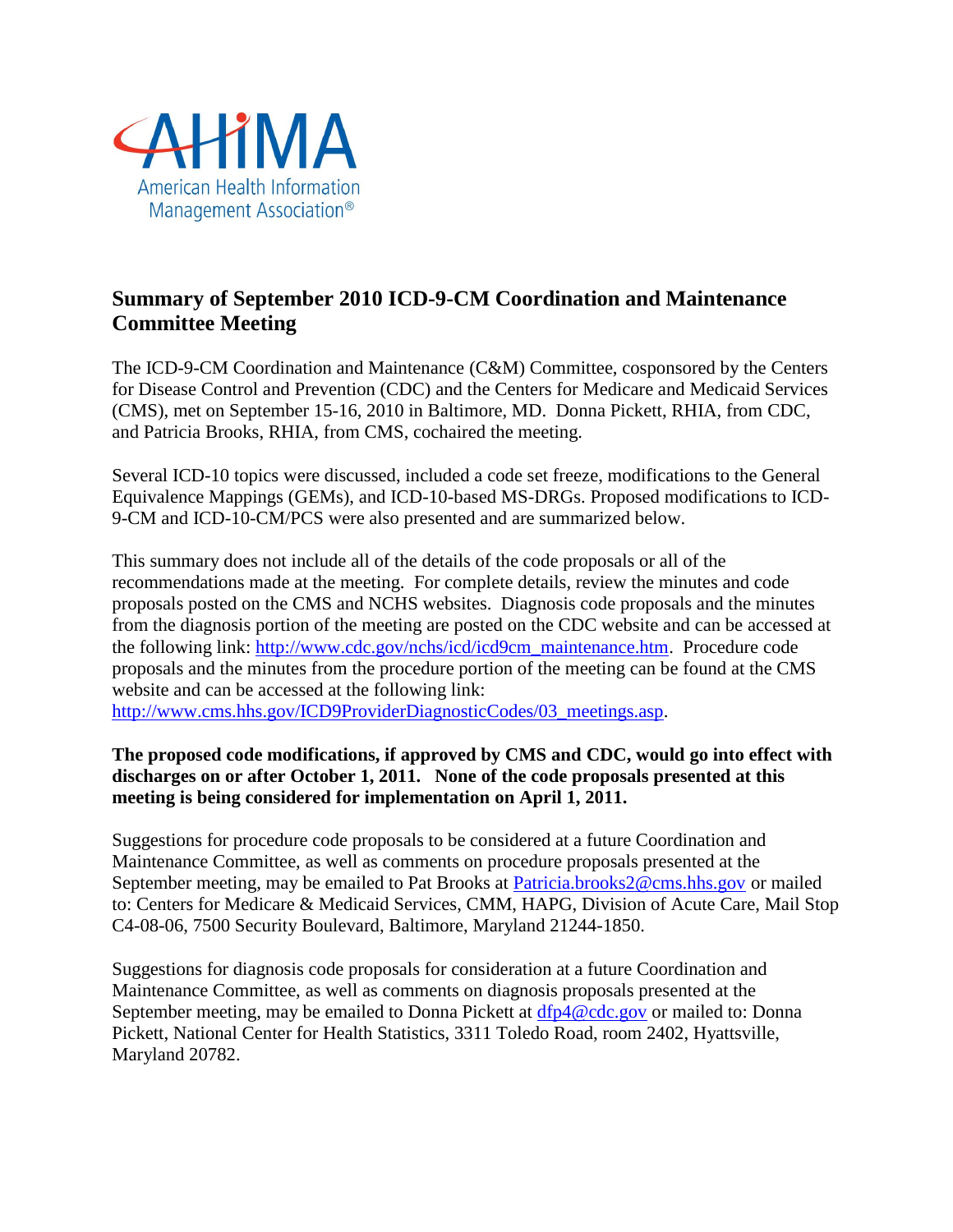AHIMA
American Health Information Management Association®

# Summary of September 2010 ICD-9-CM Coordination and Maintenance Committee Meeting

The ICD-9-CM Coordination and Maintenance (C&M) Committee, cosponsored by the Centers for Disease Control and Prevention (CDC) and the Centers for Medicare and Medicaid Services (CMS), met on September 15-16, 2010 in Baltimore, MD. Donna Pickett, RHIA, from CDC, and Patricia Brooks, RHIA, from CMS, cochaired the meeting.

Several ICD-10 topics were discussed, included a code set freeze, modifications to the General Equivalence Mappings (GEMs), and ICD-10-based MS-DRGs. Proposed modifications to ICD-9-CM and ICD-10-CM/PCS were also presented and are summarized below.

This summary does not include all of the details of the code proposals or all of the recommendations made at the meeting. For complete details, review the minutes and code proposals posted on the CMS and NCHS websites. Diagnosis code proposals and the minutes from the diagnosis portion of the meeting are posted on the CDC website and can be accessed at the following link: http://www.cdc.gov/nchs/icd/icd9cm_maintenance.htm. Procedure code proposals and the minutes from the procedure portion of the meeting can be found at the CMS website and can be accessed at the following link: http://www.cms.hhs.gov/ICD9ProviderDiagnosticCodes/03_meetings.asp.

**The proposed code modifications, if approved by CMS and CDC, would go into effect with discharges on or after October 1, 2011. None of the code proposals presented at this meeting is being considered for implementation on April 1, 2011.**

Suggestions for procedure code proposals to be considered at a future Coordination and Maintenance Committee, as well as comments on procedure proposals presented at the September meeting, may be emailed to Pat Brooks at Patricia.brooks2@cms.hhs.gov or mailed to: Centers for Medicare & Medicaid Services, CMM, HAPG, Division of Acute Care, Mail Stop C4-08-06, 7500 Security Boulevard, Baltimore, Maryland 21244-1850.

Suggestions for diagnosis code proposals for consideration at a future Coordination and Maintenance Committee, as well as comments on diagnosis proposals presented at the September meeting, may be emailed to Donna Pickett at dfp4@cdc.gov or mailed to: Donna Pickett, National Center for Health Statistics, 3311 Toledo Road, room 2402, Hyattsville, Maryland 20782.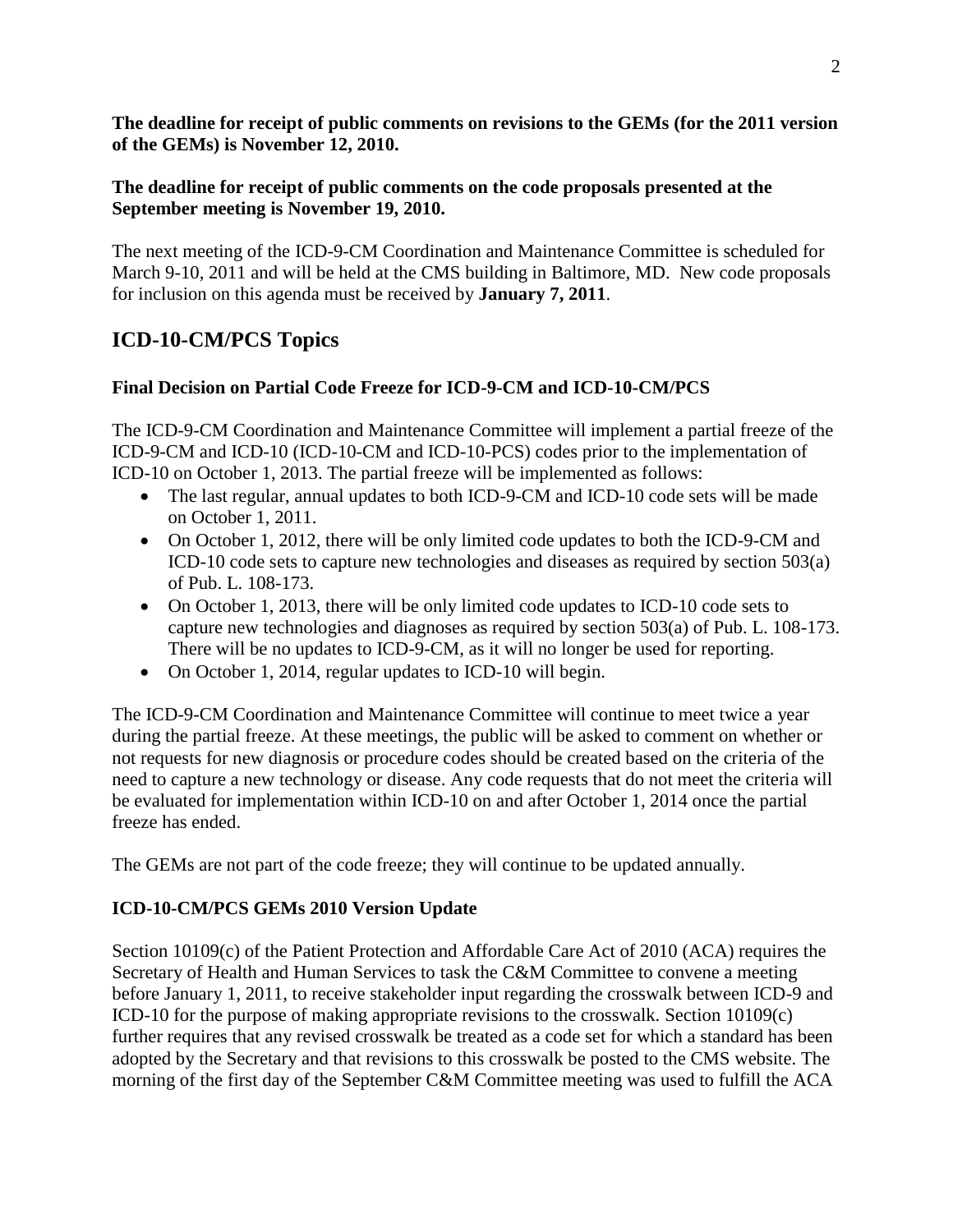**The deadline for receipt of public comments on revisions to the GEMs (for the 2011 version of the GEMs) is November 12, 2010.**

**The deadline for receipt of public comments on the code proposals presented at the September meeting is November 19, 2010.**

The next meeting of the ICD-9-CM Coordination and Maintenance Committee is scheduled for March 9-10, 2011 and will be held at the CMS building in Baltimore, MD. New code proposals for inclusion on this agenda must be received by **January 7, 2011**.

## ICD-10-CM/PCS Topics

### Final Decision on Partial Code Freeze for ICD-9-CM and ICD-10-CM/PCS

The ICD-9-CM Coordination and Maintenance Committee will implement a partial freeze of the ICD-9-CM and ICD-10 (ICD-10-CM and ICD-10-PCS) codes prior to the implementation of ICD-10 on October 1, 2013. The partial freeze will be implemented as follows:

- The last regular, annual updates to both ICD-9-CM and ICD-10 code sets will be made on October 1, 2011.
- On October 1, 2012, there will be only limited code updates to both the ICD-9-CM and ICD-10 code sets to capture new technologies and diseases as required by section 503(a) of Pub. L. 108-173.
- On October 1, 2013, there will be only limited code updates to ICD-10 code sets to capture new technologies and diagnoses as required by section 503(a) of Pub. L. 108-173. There will be no updates to ICD-9-CM, as it will no longer be used for reporting.
- On October 1, 2014, regular updates to ICD-10 will begin.

The ICD-9-CM Coordination and Maintenance Committee will continue to meet twice a year during the partial freeze. At these meetings, the public will be asked to comment on whether or not requests for new diagnosis or procedure codes should be created based on the criteria of the need to capture a new technology or disease. Any code requests that do not meet the criteria will be evaluated for implementation within ICD-10 on and after October 1, 2014 once the partial freeze has ended.

The GEMs are not part of the code freeze; they will continue to be updated annually.

### ICD-10-CM/PCS GEMs 2010 Version Update

Section 10109(c) of the Patient Protection and Affordable Care Act of 2010 (ACA) requires the Secretary of Health and Human Services to task the C&M Committee to convene a meeting before January 1, 2011, to receive stakeholder input regarding the crosswalk between ICD-9 and ICD-10 for the purpose of making appropriate revisions to the crosswalk. Section 10109(c) further requires that any revised crosswalk be treated as a code set for which a standard has been adopted by the Secretary and that revisions to this crosswalk be posted to the CMS website. The morning of the first day of the September C&M Committee meeting was used to fulfill the ACA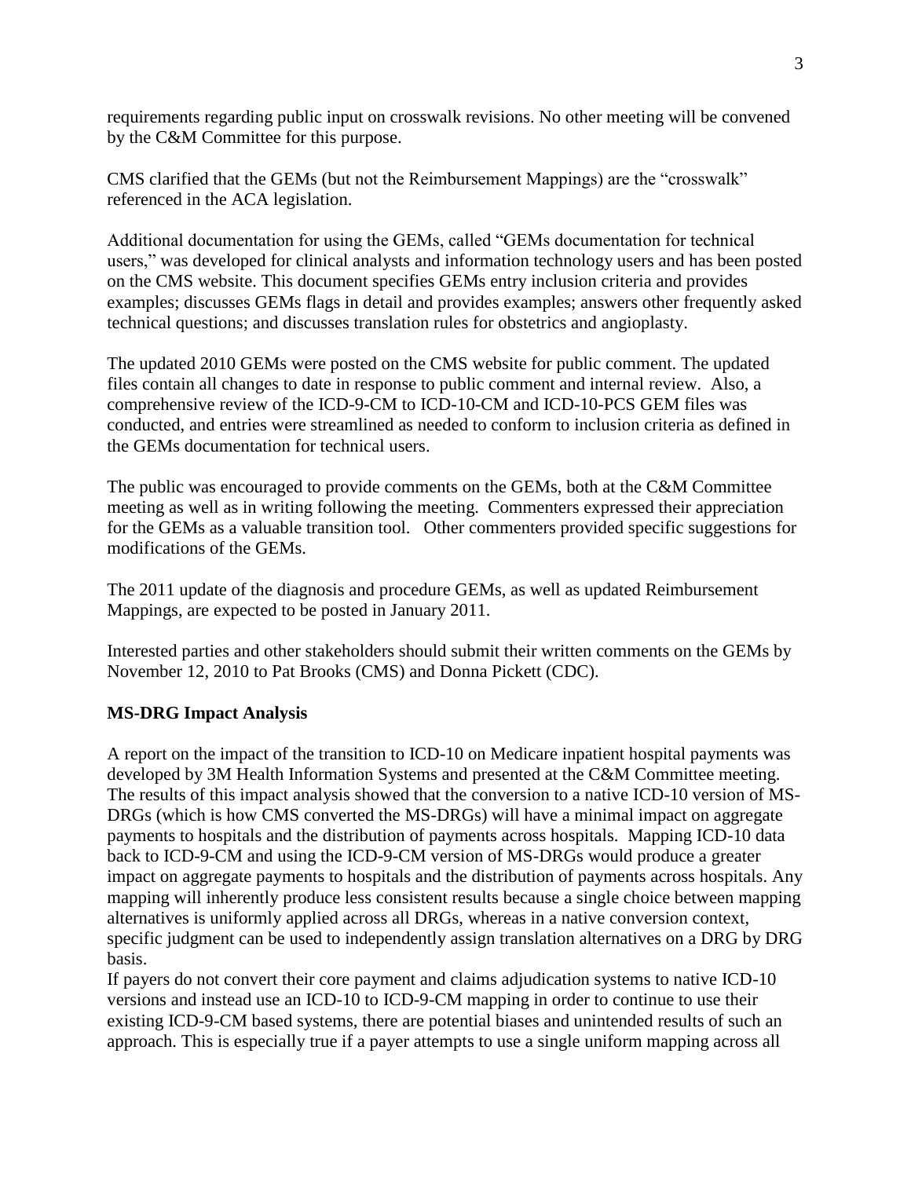requirements regarding public input on crosswalk revisions. No other meeting will be convened by the C&M Committee for this purpose.

CMS clarified that the GEMs (but not the Reimbursement Mappings) are the "crosswalk" referenced in the ACA legislation.

Additional documentation for using the GEMs, called "GEMs documentation for technical users," was developed for clinical analysts and information technology users and has been posted on the CMS website. This document specifies GEMs entry inclusion criteria and provides examples; discusses GEMs flags in detail and provides examples; answers other frequently asked technical questions; and discusses translation rules for obstetrics and angioplasty.

The updated 2010 GEMs were posted on the CMS website for public comment. The updated files contain all changes to date in response to public comment and internal review. Also, a comprehensive review of the ICD-9-CM to ICD-10-CM and ICD-10-PCS GEM files was conducted, and entries were streamlined as needed to conform to inclusion criteria as defined in the GEMs documentation for technical users.

The public was encouraged to provide comments on the GEMs, both at the C&M Committee meeting as well as in writing following the meeting. Commenters expressed their appreciation for the GEMs as a valuable transition tool. Other commenters provided specific suggestions for modifications of the GEMs.

The 2011 update of the diagnosis and procedure GEMs, as well as updated Reimbursement Mappings, are expected to be posted in January 2011.

Interested parties and other stakeholders should submit their written comments on the GEMs by November 12, 2010 to Pat Brooks (CMS) and Donna Pickett (CDC).

**MS-DRG Impact Analysis**

A report on the impact of the transition to ICD-10 on Medicare inpatient hospital payments was developed by 3M Health Information Systems and presented at the C&M Committee meeting. The results of this impact analysis showed that the conversion to a native ICD-10 version of MS-DRGs (which is how CMS converted the MS-DRGs) will have a minimal impact on aggregate payments to hospitals and the distribution of payments across hospitals. Mapping ICD-10 data back to ICD-9-CM and using the ICD-9-CM version of MS-DRGs would produce a greater impact on aggregate payments to hospitals and the distribution of payments across hospitals. Any mapping will inherently produce less consistent results because a single choice between mapping alternatives is uniformly applied across all DRGs, whereas in a native conversion context, specific judgment can be used to independently assign translation alternatives on a DRG by DRG basis.

If payers do not convert their core payment and claims adjudication systems to native ICD-10 versions and instead use an ICD-10 to ICD-9-CM mapping in order to continue to use their existing ICD-9-CM based systems, there are potential biases and unintended results of such an approach. This is especially true if a payer attempts to use a single uniform mapping across all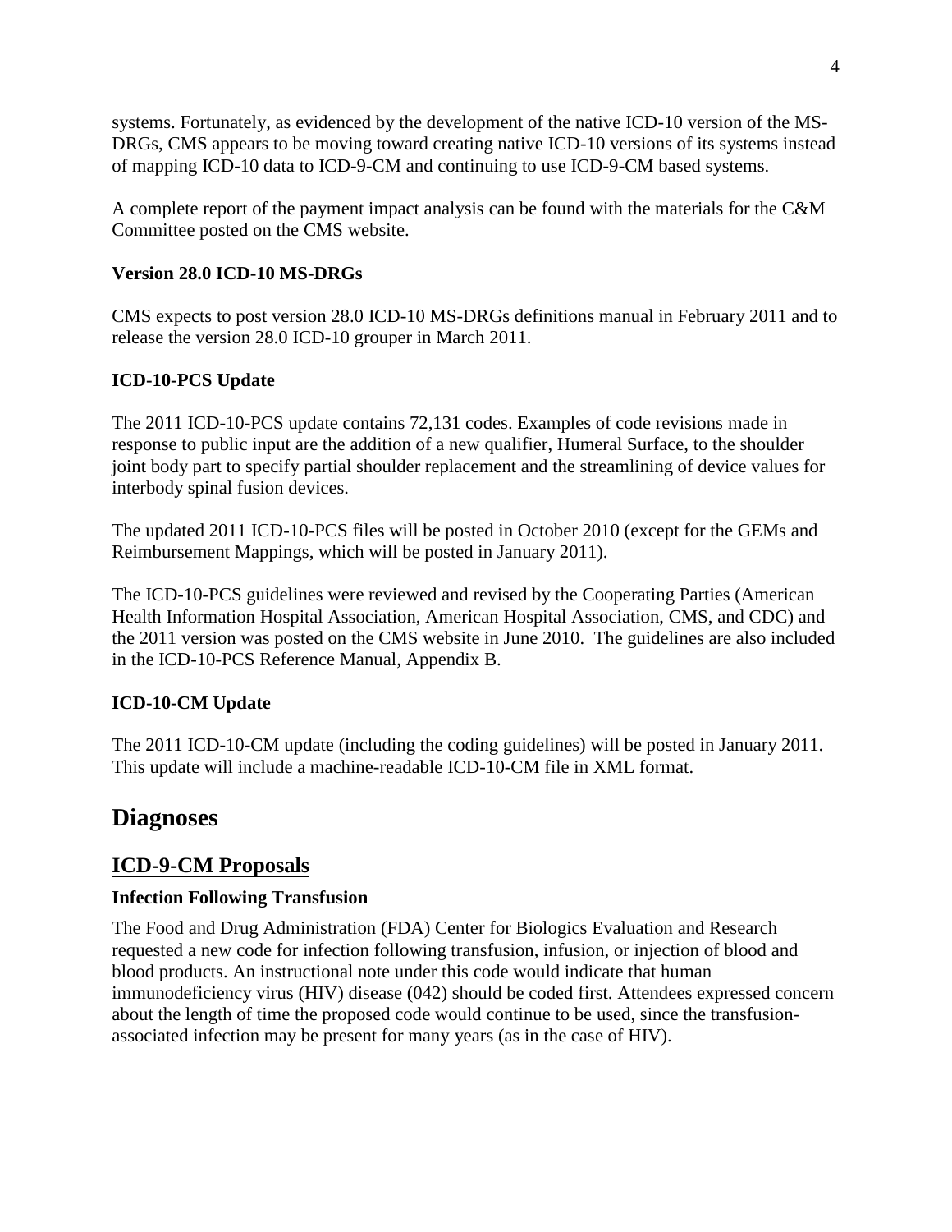systems. Fortunately, as evidenced by the development of the native ICD-10 version of the MS-DRGs, CMS appears to be moving toward creating native ICD-10 versions of its systems instead of mapping ICD-10 data to ICD-9-CM and continuing to use ICD-9-CM based systems.

A complete report of the payment impact analysis can be found with the materials for the C&M Committee posted on the CMS website.

**Version 28.0 ICD-10 MS-DRGs**

CMS expects to post version 28.0 ICD-10 MS-DRGs definitions manual in February 2011 and to release the version 28.0 ICD-10 grouper in March 2011.

**ICD-10-PCS Update**

The 2011 ICD-10-PCS update contains 72,131 codes. Examples of code revisions made in response to public input are the addition of a new qualifier, Humeral Surface, to the shoulder joint body part to specify partial shoulder replacement and the streamlining of device values for interbody spinal fusion devices.

The updated 2011 ICD-10-PCS files will be posted in October 2010 (except for the GEMs and Reimbursement Mappings, which will be posted in January 2011).

The ICD-10-PCS guidelines were reviewed and revised by the Cooperating Parties (American Health Information Hospital Association, American Hospital Association, CMS, and CDC) and the 2011 version was posted on the CMS website in June 2010. The guidelines are also included in the ICD-10-PCS Reference Manual, Appendix B.

**ICD-10-CM Update**

The 2011 ICD-10-CM update (including the coding guidelines) will be posted in January 2011. This update will include a machine-readable ICD-10-CM file in XML format.

# Diagnoses

## ICD-9-CM Proposals

**Infection Following Transfusion**

The Food and Drug Administration (FDA) Center for Biologics Evaluation and Research requested a new code for infection following transfusion, infusion, or injection of blood and blood products. An instructional note under this code would indicate that human immunodeficiency virus (HIV) disease (042) should be coded first. Attendees expressed concern about the length of time the proposed code would continue to be used, since the transfusion-associated infection may be present for many years (as in the case of HIV).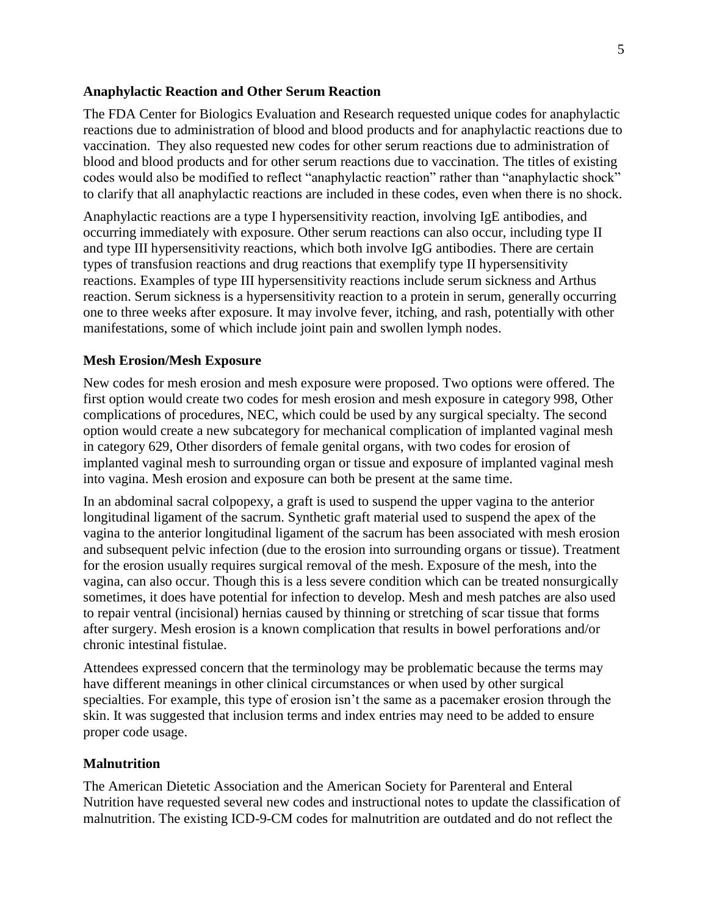**Anaphylactic Reaction and Other Serum Reaction**

The FDA Center for Biologics Evaluation and Research requested unique codes for anaphylactic reactions due to administration of blood and blood products and for anaphylactic reactions due to vaccination. They also requested new codes for other serum reactions due to administration of blood and blood products and for other serum reactions due to vaccination. The titles of existing codes would also be modified to reflect "anaphylactic reaction" rather than "anaphylactic shock" to clarify that all anaphylactic reactions are included in these codes, even when there is no shock.

Anaphylactic reactions are a type I hypersensitivity reaction, involving IgE antibodies, and occurring immediately with exposure. Other serum reactions can also occur, including type II and type III hypersensitivity reactions, which both involve IgG antibodies. There are certain types of transfusion reactions and drug reactions that exemplify type II hypersensitivity reactions. Examples of type III hypersensitivity reactions include serum sickness and Arthus reaction. Serum sickness is a hypersensitivity reaction to a protein in serum, generally occurring one to three weeks after exposure. It may involve fever, itching, and rash, potentially with other manifestations, some of which include joint pain and swollen lymph nodes.

**Mesh Erosion/Mesh Exposure**

New codes for mesh erosion and mesh exposure were proposed. Two options were offered. The first option would create two codes for mesh erosion and mesh exposure in category 998, Other complications of procedures, NEC, which could be used by any surgical specialty. The second option would create a new subcategory for mechanical complication of implanted vaginal mesh in category 629, Other disorders of female genital organs, with two codes for erosion of implanted vaginal mesh to surrounding organ or tissue and exposure of implanted vaginal mesh into vagina. Mesh erosion and exposure can both be present at the same time.

In an abdominal sacral colpopexy, a graft is used to suspend the upper vagina to the anterior longitudinal ligament of the sacrum. Synthetic graft material used to suspend the apex of the vagina to the anterior longitudinal ligament of the sacrum has been associated with mesh erosion and subsequent pelvic infection (due to the erosion into surrounding organs or tissue). Treatment for the erosion usually requires surgical removal of the mesh. Exposure of the mesh, into the vagina, can also occur. Though this is a less severe condition which can be treated nonsurgically sometimes, it does have potential for infection to develop. Mesh and mesh patches are also used to repair ventral (incisional) hernias caused by thinning or stretching of scar tissue that forms after surgery. Mesh erosion is a known complication that results in bowel perforations and/or chronic intestinal fistulae.

Attendees expressed concern that the terminology may be problematic because the terms may have different meanings in other clinical circumstances or when used by other surgical specialties. For example, this type of erosion isn't the same as a pacemaker erosion through the skin. It was suggested that inclusion terms and index entries may need to be added to ensure proper code usage.

**Malnutrition**

The American Dietetic Association and the American Society for Parenteral and Enteral Nutrition have requested several new codes and instructional notes to update the classification of malnutrition. The existing ICD-9-CM codes for malnutrition are outdated and do not reflect the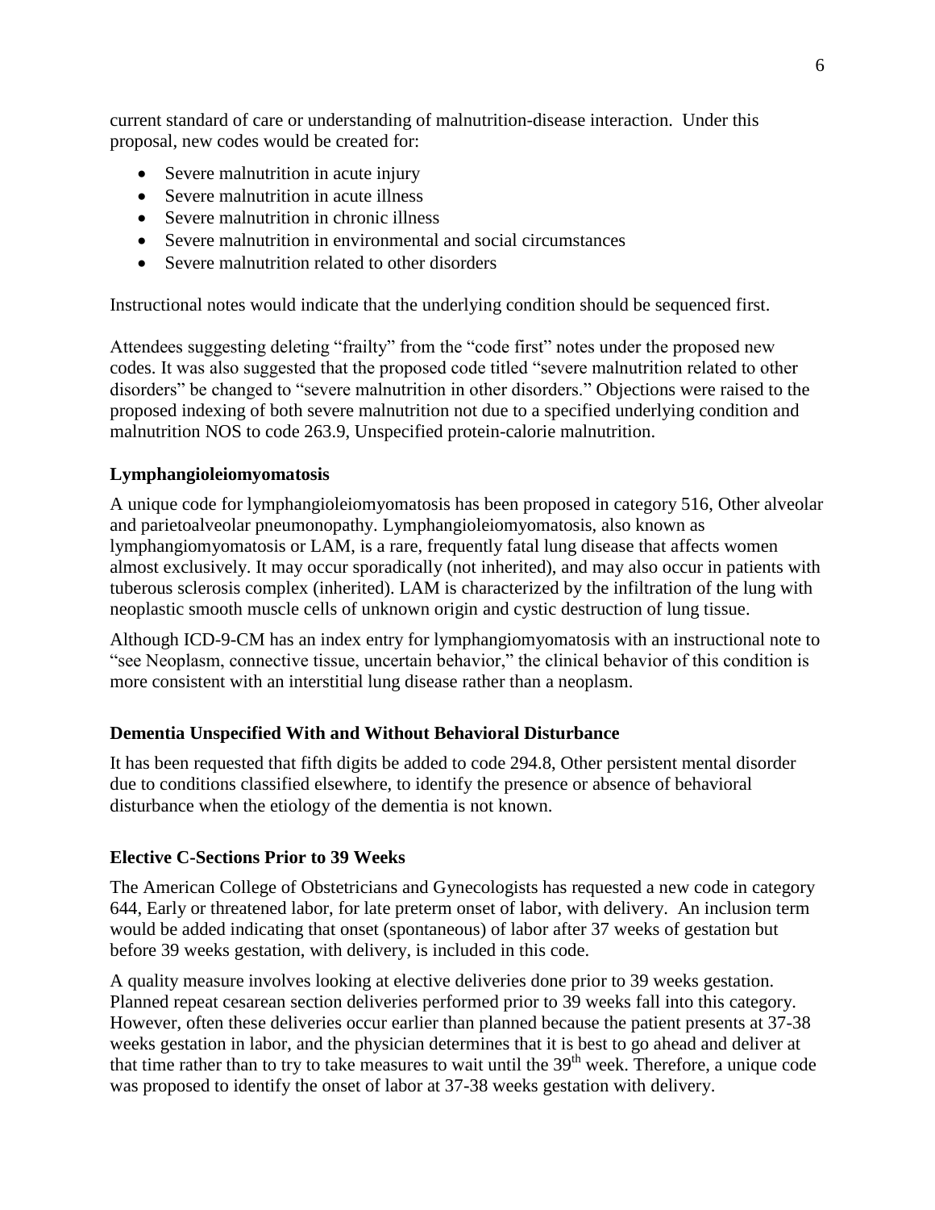current standard of care or understanding of malnutrition-disease interaction. Under this proposal, new codes would be created for:

- Severe malnutrition in acute injury
- Severe malnutrition in acute illness
- Severe malnutrition in chronic illness
- Severe malnutrition in environmental and social circumstances
- Severe malnutrition related to other disorders

Instructional notes would indicate that the underlying condition should be sequenced first.

Attendees suggesting deleting "frailty" from the "code first" notes under the proposed new codes. It was also suggested that the proposed code titled "severe malnutrition related to other disorders" be changed to "severe malnutrition in other disorders." Objections were raised to the proposed indexing of both severe malnutrition not due to a specified underlying condition and malnutrition NOS to code 263.9, Unspecified protein-calorie malnutrition.

### Lymphangioleiomyomatosis

A unique code for lymphangioleiomyomatosis has been proposed in category 516, Other alveolar and parietoalveolar pneumonopathy. Lymphangioleiomyomatosis, also known as lymphangiomyomatosis or LAM, is a rare, frequently fatal lung disease that affects women almost exclusively. It may occur sporadically (not inherited), and may also occur in patients with tuberous sclerosis complex (inherited). LAM is characterized by the infiltration of the lung with neoplastic smooth muscle cells of unknown origin and cystic destruction of lung tissue.

Although ICD-9-CM has an index entry for lymphangiomyomatosis with an instructional note to "see Neoplasm, connective tissue, uncertain behavior," the clinical behavior of this condition is more consistent with an interstitial lung disease rather than a neoplasm.

### Dementia Unspecified With and Without Behavioral Disturbance

It has been requested that fifth digits be added to code 294.8, Other persistent mental disorder due to conditions classified elsewhere, to identify the presence or absence of behavioral disturbance when the etiology of the dementia is not known.

### Elective C-Sections Prior to 39 Weeks

The American College of Obstetricians and Gynecologists has requested a new code in category 644, Early or threatened labor, for late preterm onset of labor, with delivery. An inclusion term would be added indicating that onset (spontaneous) of labor after 37 weeks of gestation but before 39 weeks gestation, with delivery, is included in this code.

A quality measure involves looking at elective deliveries done prior to 39 weeks gestation. Planned repeat cesarean section deliveries performed prior to 39 weeks fall into this category. However, often these deliveries occur earlier than planned because the patient presents at 37-38 weeks gestation in labor, and the physician determines that it is best to go ahead and deliver at that time rather than to try to take measures to wait until the 39th week. Therefore, a unique code was proposed to identify the onset of labor at 37-38 weeks gestation with delivery.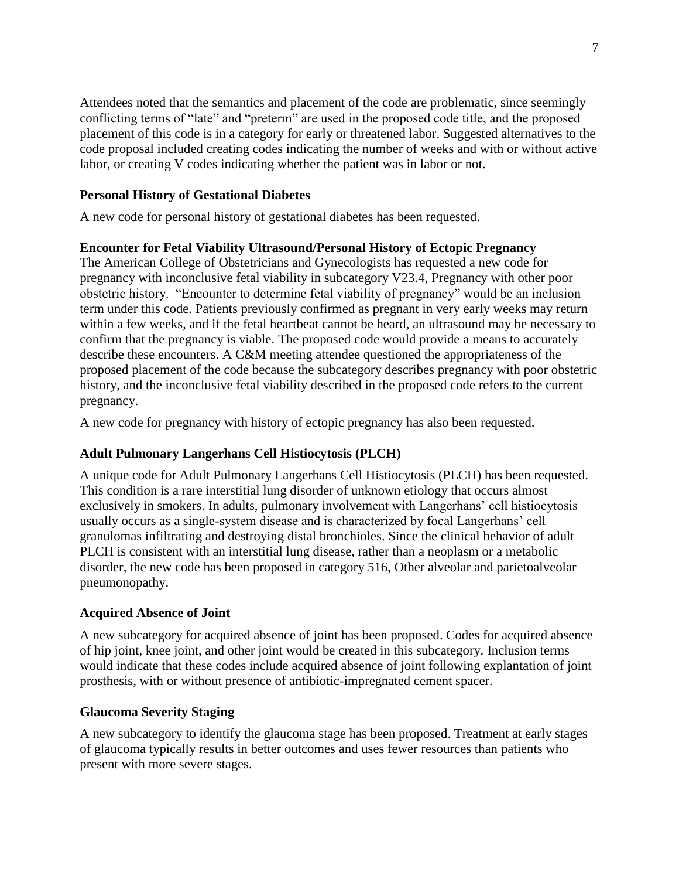Attendees noted that the semantics and placement of the code are problematic, since seemingly conflicting terms of "late" and "preterm" are used in the proposed code title, and the proposed placement of this code is in a category for early or threatened labor. Suggested alternatives to the code proposal included creating codes indicating the number of weeks and with or without active labor, or creating V codes indicating whether the patient was in labor or not.

**Personal History of Gestational Diabetes**

A new code for personal history of gestational diabetes has been requested.

**Encounter for Fetal Viability Ultrasound/Personal History of Ectopic Pregnancy**

The American College of Obstetricians and Gynecologists has requested a new code for pregnancy with inconclusive fetal viability in subcategory V23.4, Pregnancy with other poor obstetric history. "Encounter to determine fetal viability of pregnancy" would be an inclusion term under this code. Patients previously confirmed as pregnant in very early weeks may return within a few weeks, and if the fetal heartbeat cannot be heard, an ultrasound may be necessary to confirm that the pregnancy is viable. The proposed code would provide a means to accurately describe these encounters. A C&M meeting attendee questioned the appropriateness of the proposed placement of the code because the subcategory describes pregnancy with poor obstetric history, and the inconclusive fetal viability described in the proposed code refers to the current pregnancy.

A new code for pregnancy with history of ectopic pregnancy has also been requested.

**Adult Pulmonary Langerhans Cell Histiocytosis (PLCH)**

A unique code for Adult Pulmonary Langerhans Cell Histiocytosis (PLCH) has been requested. This condition is a rare interstitial lung disorder of unknown etiology that occurs almost exclusively in smokers. In adults, pulmonary involvement with Langerhans' cell histiocytosis usually occurs as a single-system disease and is characterized by focal Langerhans' cell granulomas infiltrating and destroying distal bronchioles. Since the clinical behavior of adult PLCH is consistent with an interstitial lung disease, rather than a neoplasm or a metabolic disorder, the new code has been proposed in category 516, Other alveolar and parietoalveolar pneumonopathy.

**Acquired Absence of Joint**

A new subcategory for acquired absence of joint has been proposed. Codes for acquired absence of hip joint, knee joint, and other joint would be created in this subcategory. Inclusion terms would indicate that these codes include acquired absence of joint following explantation of joint prosthesis, with or without presence of antibiotic-impregnated cement spacer.

**Glaucoma Severity Staging**

A new subcategory to identify the glaucoma stage has been proposed. Treatment at early stages of glaucoma typically results in better outcomes and uses fewer resources than patients who present with more severe stages.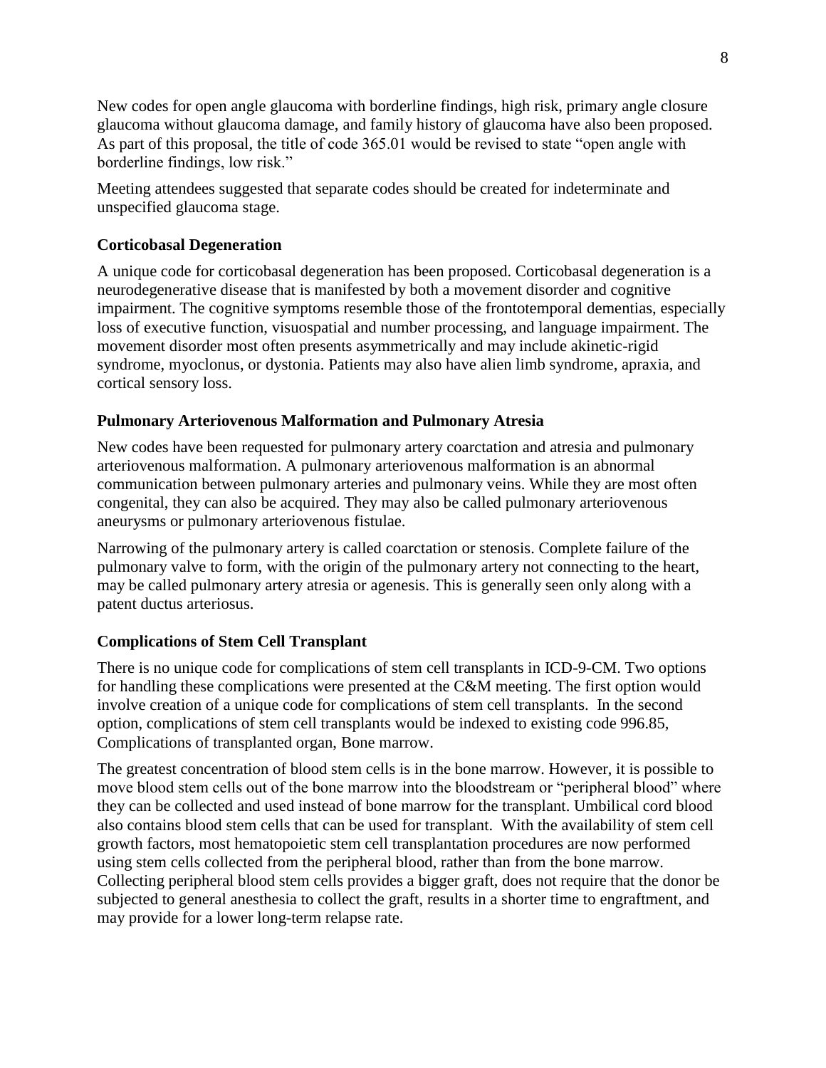New codes for open angle glaucoma with borderline findings, high risk, primary angle closure glaucoma without glaucoma damage, and family history of glaucoma have also been proposed. As part of this proposal, the title of code 365.01 would be revised to state "open angle with borderline findings, low risk."

Meeting attendees suggested that separate codes should be created for indeterminate and unspecified glaucoma stage.

### Corticobasal Degeneration

A unique code for corticobasal degeneration has been proposed. Corticobasal degeneration is a neurodegenerative disease that is manifested by both a movement disorder and cognitive impairment. The cognitive symptoms resemble those of the frontotemporal dementias, especially loss of executive function, visuospatial and number processing, and language impairment. The movement disorder most often presents asymmetrically and may include akinetic-rigid syndrome, myoclonus, or dystonia. Patients may also have alien limb syndrome, apraxia, and cortical sensory loss.

### Pulmonary Arteriovenous Malformation and Pulmonary Atresia

New codes have been requested for pulmonary artery coarctation and atresia and pulmonary arteriovenous malformation. A pulmonary arteriovenous malformation is an abnormal communication between pulmonary arteries and pulmonary veins. While they are most often congenital, they can also be acquired. They may also be called pulmonary arteriovenous aneurysms or pulmonary arteriovenous fistulae.

Narrowing of the pulmonary artery is called coarctation or stenosis. Complete failure of the pulmonary valve to form, with the origin of the pulmonary artery not connecting to the heart, may be called pulmonary artery atresia or agenesis. This is generally seen only along with a patent ductus arteriosus.

### Complications of Stem Cell Transplant

There is no unique code for complications of stem cell transplants in ICD-9-CM. Two options for handling these complications were presented at the C&M meeting. The first option would involve creation of a unique code for complications of stem cell transplants. In the second option, complications of stem cell transplants would be indexed to existing code 996.85, Complications of transplanted organ, Bone marrow.

The greatest concentration of blood stem cells is in the bone marrow. However, it is possible to move blood stem cells out of the bone marrow into the bloodstream or "peripheral blood" where they can be collected and used instead of bone marrow for the transplant. Umbilical cord blood also contains blood stem cells that can be used for transplant. With the availability of stem cell growth factors, most hematopoietic stem cell transplantation procedures are now performed using stem cells collected from the peripheral blood, rather than from the bone marrow. Collecting peripheral blood stem cells provides a bigger graft, does not require that the donor be subjected to general anesthesia to collect the graft, results in a shorter time to engraftment, and may provide for a lower long-term relapse rate.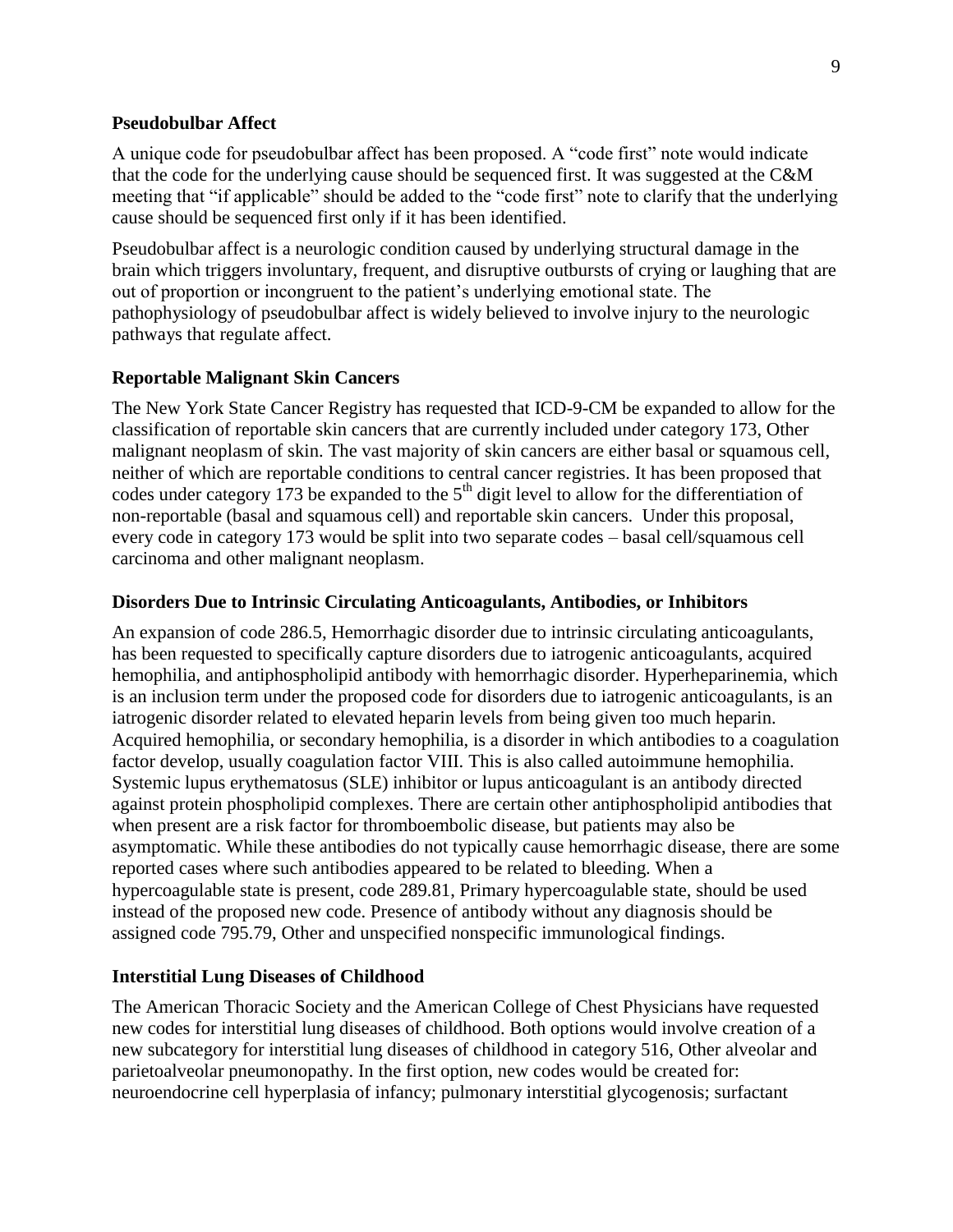### Pseudobulbar Affect

A unique code for pseudobulbar affect has been proposed. A "code first" note would indicate that the code for the underlying cause should be sequenced first. It was suggested at the C&M meeting that "if applicable" should be added to the "code first" note to clarify that the underlying cause should be sequenced first only if it has been identified.

Pseudobulbar affect is a neurologic condition caused by underlying structural damage in the brain which triggers involuntary, frequent, and disruptive outbursts of crying or laughing that are out of proportion or incongruent to the patient's underlying emotional state. The pathophysiology of pseudobulbar affect is widely believed to involve injury to the neurologic pathways that regulate affect.

### Reportable Malignant Skin Cancers

The New York State Cancer Registry has requested that ICD-9-CM be expanded to allow for the classification of reportable skin cancers that are currently included under category 173, Other malignant neoplasm of skin. The vast majority of skin cancers are either basal or squamous cell, neither of which are reportable conditions to central cancer registries. It has been proposed that codes under category 173 be expanded to the 5th digit level to allow for the differentiation of non-reportable (basal and squamous cell) and reportable skin cancers. Under this proposal, every code in category 173 would be split into two separate codes – basal cell/squamous cell carcinoma and other malignant neoplasm.

### Disorders Due to Intrinsic Circulating Anticoagulants, Antibodies, or Inhibitors

An expansion of code 286.5, Hemorrhagic disorder due to intrinsic circulating anticoagulants, has been requested to specifically capture disorders due to iatrogenic anticoagulants, acquired hemophilia, and antiphospholipid antibody with hemorrhagic disorder. Hyperheparinemia, which is an inclusion term under the proposed code for disorders due to iatrogenic anticoagulants, is an iatrogenic disorder related to elevated heparin levels from being given too much heparin. Acquired hemophilia, or secondary hemophilia, is a disorder in which antibodies to a coagulation factor develop, usually coagulation factor VIII. This is also called autoimmune hemophilia. Systemic lupus erythematosus (SLE) inhibitor or lupus anticoagulant is an antibody directed against protein phospholipid complexes. There are certain other antiphospholipid antibodies that when present are a risk factor for thromboembolic disease, but patients may also be asymptomatic. While these antibodies do not typically cause hemorrhagic disease, there are some reported cases where such antibodies appeared to be related to bleeding. When a hypercoagulable state is present, code 289.81, Primary hypercoagulable state, should be used instead of the proposed new code. Presence of antibody without any diagnosis should be assigned code 795.79, Other and unspecified nonspecific immunological findings.

### Interstitial Lung Diseases of Childhood

The American Thoracic Society and the American College of Chest Physicians have requested new codes for interstitial lung diseases of childhood. Both options would involve creation of a new subcategory for interstitial lung diseases of childhood in category 516, Other alveolar and parietoalveolar pneumonopathy. In the first option, new codes would be created for: neuroendocrine cell hyperplasia of infancy; pulmonary interstitial glycogenosis; surfactant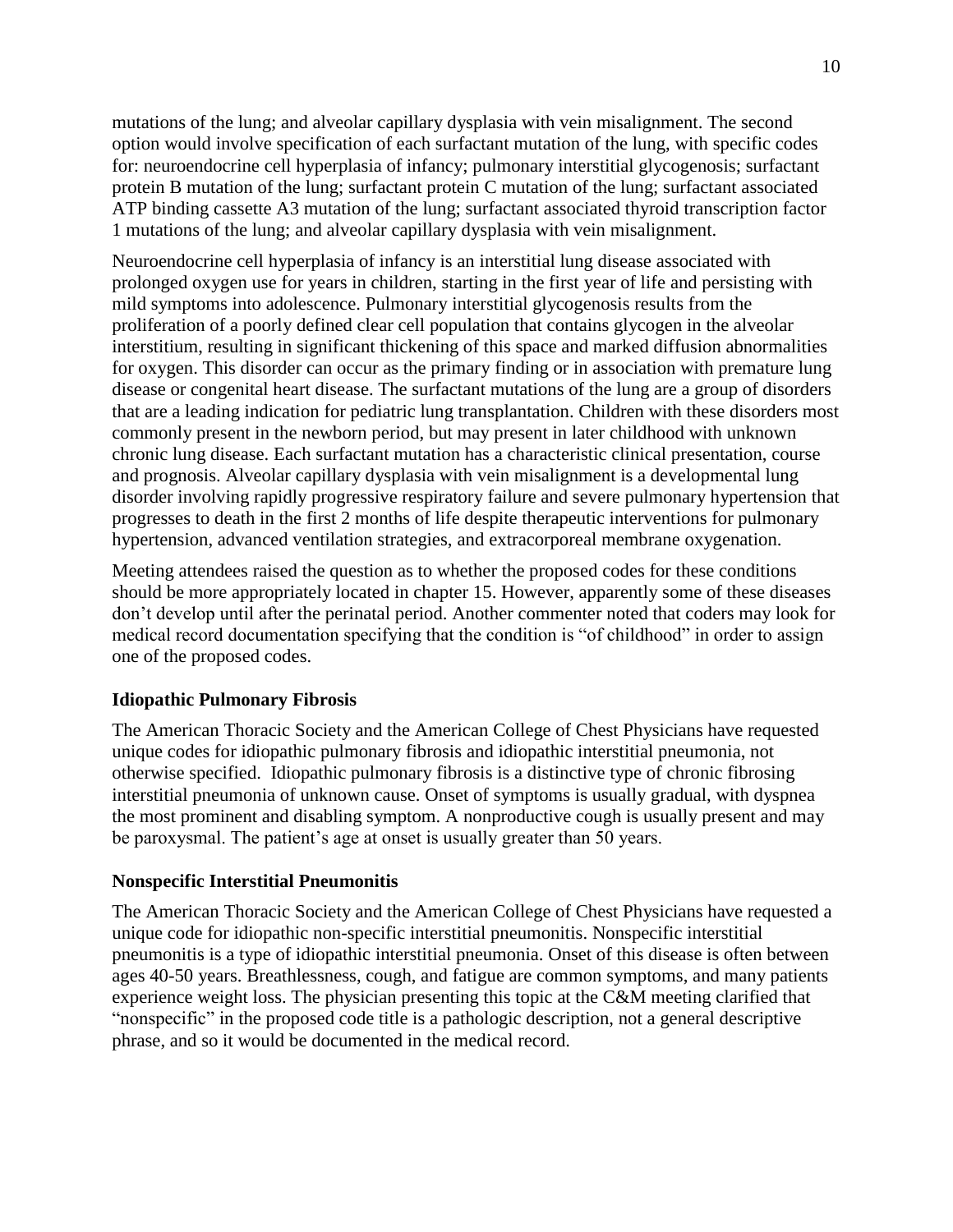mutations of the lung; and alveolar capillary dysplasia with vein misalignment. The second option would involve specification of each surfactant mutation of the lung, with specific codes for: neuroendocrine cell hyperplasia of infancy; pulmonary interstitial glycogenosis; surfactant protein B mutation of the lung; surfactant protein C mutation of the lung; surfactant associated ATP binding cassette A3 mutation of the lung; surfactant associated thyroid transcription factor 1 mutations of the lung; and alveolar capillary dysplasia with vein misalignment.

Neuroendocrine cell hyperplasia of infancy is an interstitial lung disease associated with prolonged oxygen use for years in children, starting in the first year of life and persisting with mild symptoms into adolescence. Pulmonary interstitial glycogenosis results from the proliferation of a poorly defined clear cell population that contains glycogen in the alveolar interstitium, resulting in significant thickening of this space and marked diffusion abnormalities for oxygen. This disorder can occur as the primary finding or in association with premature lung disease or congenital heart disease. The surfactant mutations of the lung are a group of disorders that are a leading indication for pediatric lung transplantation. Children with these disorders most commonly present in the newborn period, but may present in later childhood with unknown chronic lung disease. Each surfactant mutation has a characteristic clinical presentation, course and prognosis. Alveolar capillary dysplasia with vein misalignment is a developmental lung disorder involving rapidly progressive respiratory failure and severe pulmonary hypertension that progresses to death in the first 2 months of life despite therapeutic interventions for pulmonary hypertension, advanced ventilation strategies, and extracorporeal membrane oxygenation.

Meeting attendees raised the question as to whether the proposed codes for these conditions should be more appropriately located in chapter 15. However, apparently some of these diseases don't develop until after the perinatal period. Another commenter noted that coders may look for medical record documentation specifying that the condition is "of childhood" in order to assign one of the proposed codes.

### Idiopathic Pulmonary Fibrosis

The American Thoracic Society and the American College of Chest Physicians have requested unique codes for idiopathic pulmonary fibrosis and idiopathic interstitial pneumonia, not otherwise specified. Idiopathic pulmonary fibrosis is a distinctive type of chronic fibrosing interstitial pneumonia of unknown cause. Onset of symptoms is usually gradual, with dyspnea the most prominent and disabling symptom. A nonproductive cough is usually present and may be paroxysmal. The patient's age at onset is usually greater than 50 years.

### Nonspecific Interstitial Pneumonitis

The American Thoracic Society and the American College of Chest Physicians have requested a unique code for idiopathic non-specific interstitial pneumonitis. Nonspecific interstitial pneumonitis is a type of idiopathic interstitial pneumonia. Onset of this disease is often between ages 40-50 years. Breathlessness, cough, and fatigue are common symptoms, and many patients experience weight loss. The physician presenting this topic at the C&M meeting clarified that "nonspecific" in the proposed code title is a pathologic description, not a general descriptive phrase, and so it would be documented in the medical record.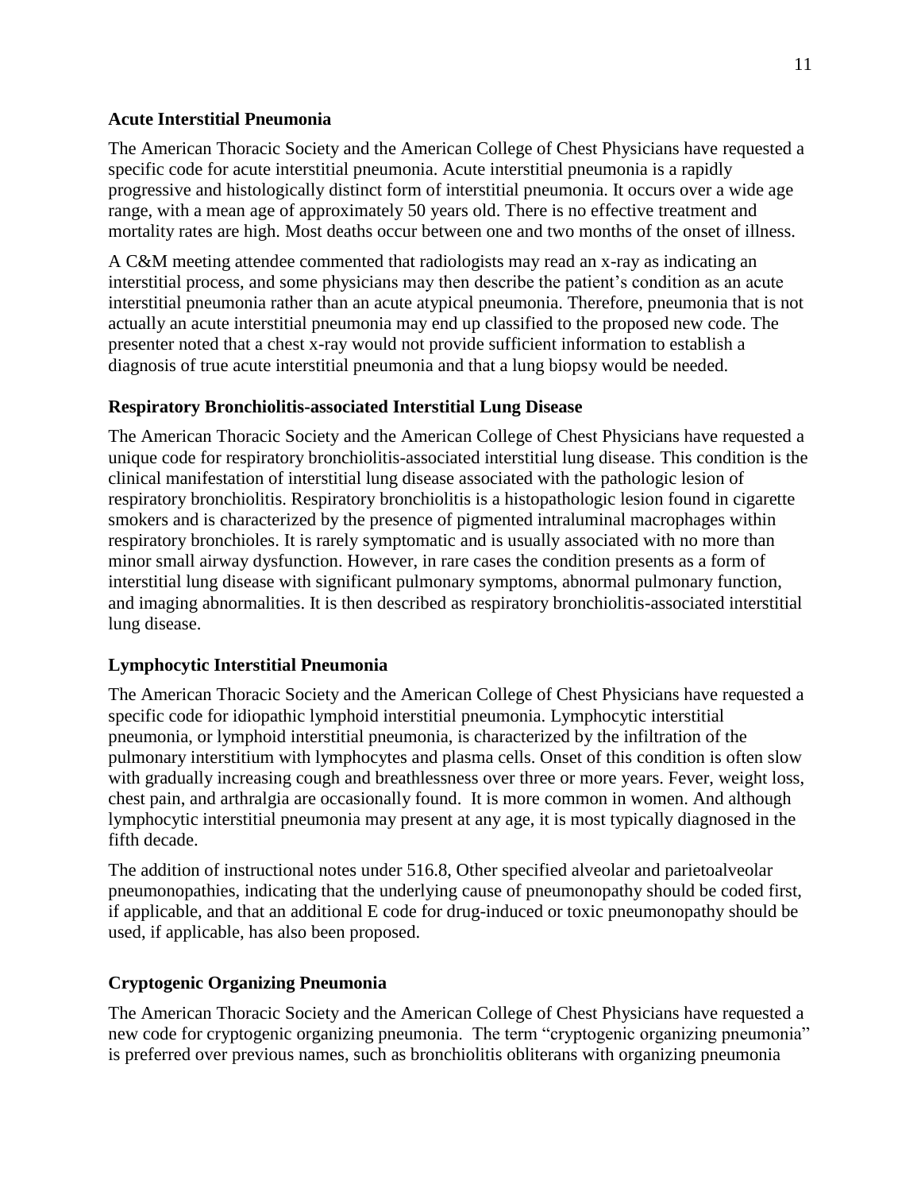### Acute Interstitial Pneumonia

The American Thoracic Society and the American College of Chest Physicians have requested a specific code for acute interstitial pneumonia. Acute interstitial pneumonia is a rapidly progressive and histologically distinct form of interstitial pneumonia. It occurs over a wide age range, with a mean age of approximately 50 years old. There is no effective treatment and mortality rates are high. Most deaths occur between one and two months of the onset of illness.

A C&M meeting attendee commented that radiologists may read an x-ray as indicating an interstitial process, and some physicians may then describe the patient's condition as an acute interstitial pneumonia rather than an acute atypical pneumonia. Therefore, pneumonia that is not actually an acute interstitial pneumonia may end up classified to the proposed new code. The presenter noted that a chest x-ray would not provide sufficient information to establish a diagnosis of true acute interstitial pneumonia and that a lung biopsy would be needed.

### Respiratory Bronchiolitis-associated Interstitial Lung Disease

The American Thoracic Society and the American College of Chest Physicians have requested a unique code for respiratory bronchiolitis-associated interstitial lung disease. This condition is the clinical manifestation of interstitial lung disease associated with the pathologic lesion of respiratory bronchiolitis. Respiratory bronchiolitis is a histopathologic lesion found in cigarette smokers and is characterized by the presence of pigmented intraluminal macrophages within respiratory bronchioles. It is rarely symptomatic and is usually associated with no more than minor small airway dysfunction. However, in rare cases the condition presents as a form of interstitial lung disease with significant pulmonary symptoms, abnormal pulmonary function, and imaging abnormalities. It is then described as respiratory bronchiolitis-associated interstitial lung disease.

### Lymphocytic Interstitial Pneumonia

The American Thoracic Society and the American College of Chest Physicians have requested a specific code for idiopathic lymphoid interstitial pneumonia. Lymphocytic interstitial pneumonia, or lymphoid interstitial pneumonia, is characterized by the infiltration of the pulmonary interstitium with lymphocytes and plasma cells. Onset of this condition is often slow with gradually increasing cough and breathlessness over three or more years. Fever, weight loss, chest pain, and arthralgia are occasionally found. It is more common in women. And although lymphocytic interstitial pneumonia may present at any age, it is most typically diagnosed in the fifth decade.

The addition of instructional notes under 516.8, Other specified alveolar and parietoalveolar pneumonopathies, indicating that the underlying cause of pneumonopathy should be coded first, if applicable, and that an additional E code for drug-induced or toxic pneumonopathy should be used, if applicable, has also been proposed.

### Cryptogenic Organizing Pneumonia

The American Thoracic Society and the American College of Chest Physicians have requested a new code for cryptogenic organizing pneumonia. The term "cryptogenic organizing pneumonia" is preferred over previous names, such as bronchiolitis obliterans with organizing pneumonia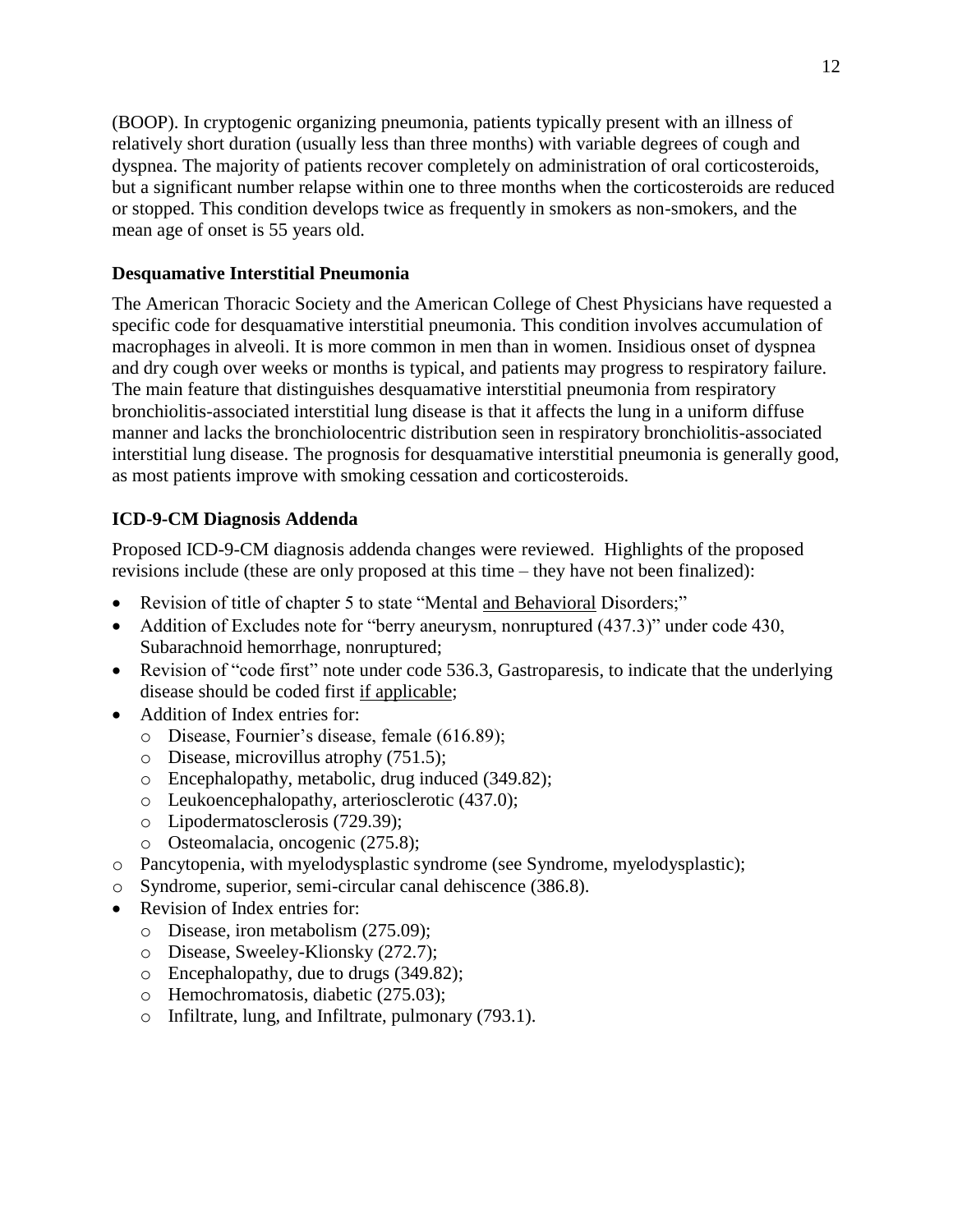(BOOP). In cryptogenic organizing pneumonia, patients typically present with an illness of relatively short duration (usually less than three months) with variable degrees of cough and dyspnea. The majority of patients recover completely on administration of oral corticosteroids, but a significant number relapse within one to three months when the corticosteroids are reduced or stopped. This condition develops twice as frequently in smokers as non-smokers, and the mean age of onset is 55 years old.

### Desquamative Interstitial Pneumonia

The American Thoracic Society and the American College of Chest Physicians have requested a specific code for desquamative interstitial pneumonia. This condition involves accumulation of macrophages in alveoli. It is more common in men than in women. Insidious onset of dyspnea and dry cough over weeks or months is typical, and patients may progress to respiratory failure. The main feature that distinguishes desquamative interstitial pneumonia from respiratory bronchiolitis-associated interstitial lung disease is that it affects the lung in a uniform diffuse manner and lacks the bronchiolocentric distribution seen in respiratory bronchiolitis-associated interstitial lung disease. The prognosis for desquamative interstitial pneumonia is generally good, as most patients improve with smoking cessation and corticosteroids.

### ICD-9-CM Diagnosis Addenda

Proposed ICD-9-CM diagnosis addenda changes were reviewed. Highlights of the proposed revisions include (these are only proposed at this time – they have not been finalized):

- Revision of title of chapter 5 to state "Mental <u>and Behavioral</u> Disorders;"
- Addition of Excludes note for "berry aneurysm, nonruptured (437.3)" under code 430, Subarachnoid hemorrhage, nonruptured;
- Revision of "code first" note under code 536.3, Gastroparesis, to indicate that the underlying disease should be coded first <u>if applicable</u>;
- Addition of Index entries for:
  - Disease, Fournier's disease, female (616.89);
  - Disease, microvillus atrophy (751.5);
  - Encephalopathy, metabolic, drug induced (349.82);
  - Leukoencephalopathy, arteriosclerotic (437.0);
  - Lipodermatosclerosis (729.39);
  - Osteomalacia, oncogenic (275.8);
  - Pancytopenia, with myelodysplastic syndrome (see Syndrome, myelodysplastic);
  - Syndrome, superior, semi-circular canal dehiscence (386.8).
- Revision of Index entries for:
  - Disease, iron metabolism (275.09);
  - Disease, Sweeley-Klionsky (272.7);
  - Encephalopathy, due to drugs (349.82);
  - Hemochromatosis, diabetic (275.03);
  - Infiltrate, lung, and Infiltrate, pulmonary (793.1).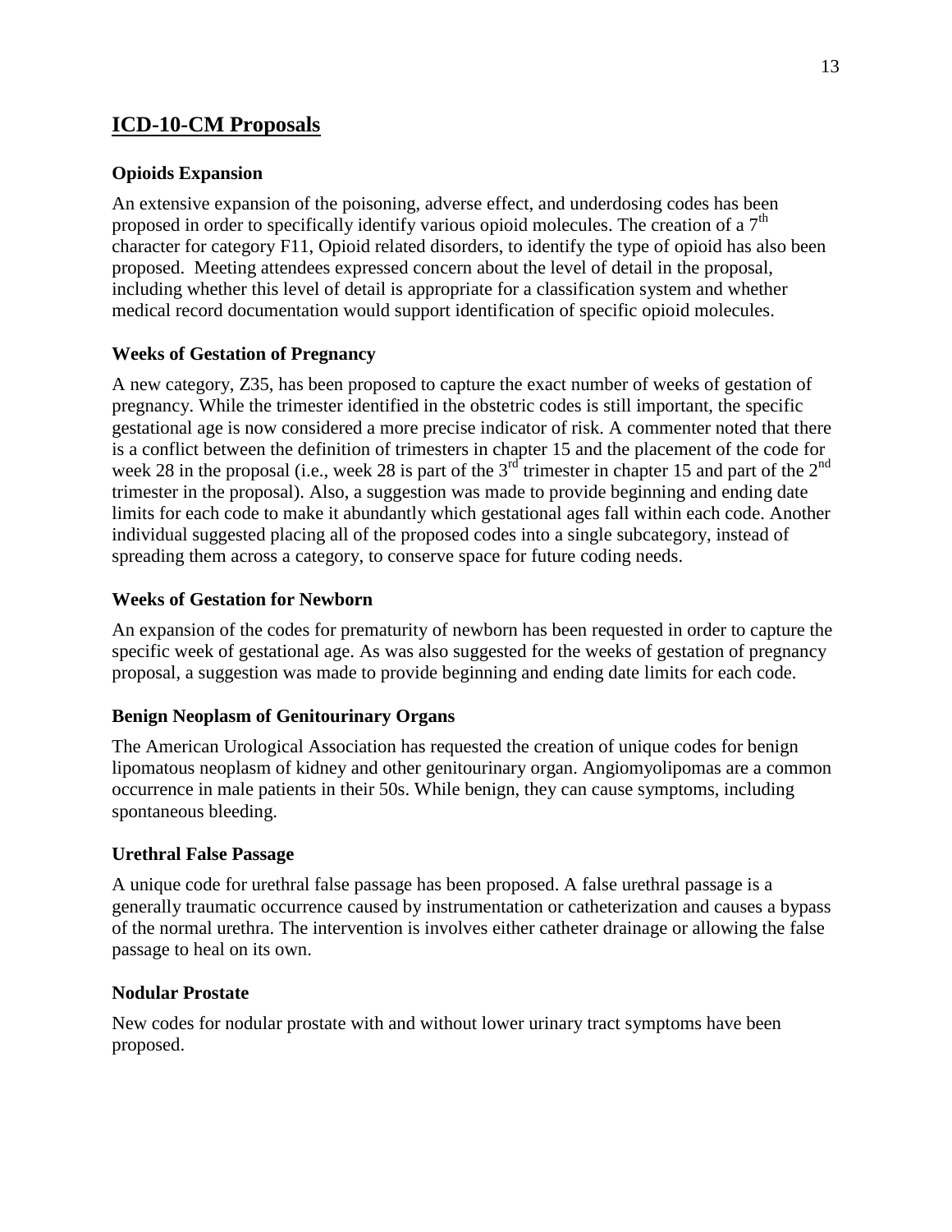## ICD-10-CM Proposals

### Opioids Expansion

An extensive expansion of the poisoning, adverse effect, and underdosing codes has been proposed in order to specifically identify various opioid molecules. The creation of a 7th character for category F11, Opioid related disorders, to identify the type of opioid has also been proposed. Meeting attendees expressed concern about the level of detail in the proposal, including whether this level of detail is appropriate for a classification system and whether medical record documentation would support identification of specific opioid molecules.

### Weeks of Gestation of Pregnancy

A new category, Z35, has been proposed to capture the exact number of weeks of gestation of pregnancy. While the trimester identified in the obstetric codes is still important, the specific gestational age is now considered a more precise indicator of risk. A commenter noted that there is a conflict between the definition of trimesters in chapter 15 and the placement of the code for week 28 in the proposal (i.e., week 28 is part of the 3rd trimester in chapter 15 and part of the 2nd trimester in the proposal). Also, a suggestion was made to provide beginning and ending date limits for each code to make it abundantly which gestational ages fall within each code. Another individual suggested placing all of the proposed codes into a single subcategory, instead of spreading them across a category, to conserve space for future coding needs.

### Weeks of Gestation for Newborn

An expansion of the codes for prematurity of newborn has been requested in order to capture the specific week of gestational age. As was also suggested for the weeks of gestation of pregnancy proposal, a suggestion was made to provide beginning and ending date limits for each code.

### Benign Neoplasm of Genitourinary Organs

The American Urological Association has requested the creation of unique codes for benign lipomatous neoplasm of kidney and other genitourinary organ. Angiomyolipomas are a common occurrence in male patients in their 50s. While benign, they can cause symptoms, including spontaneous bleeding.

### Urethral False Passage

A unique code for urethral false passage has been proposed. A false urethral passage is a generally traumatic occurrence caused by instrumentation or catheterization and causes a bypass of the normal urethra. The intervention is involves either catheter drainage or allowing the false passage to heal on its own.

### Nodular Prostate

New codes for nodular prostate with and without lower urinary tract symptoms have been proposed.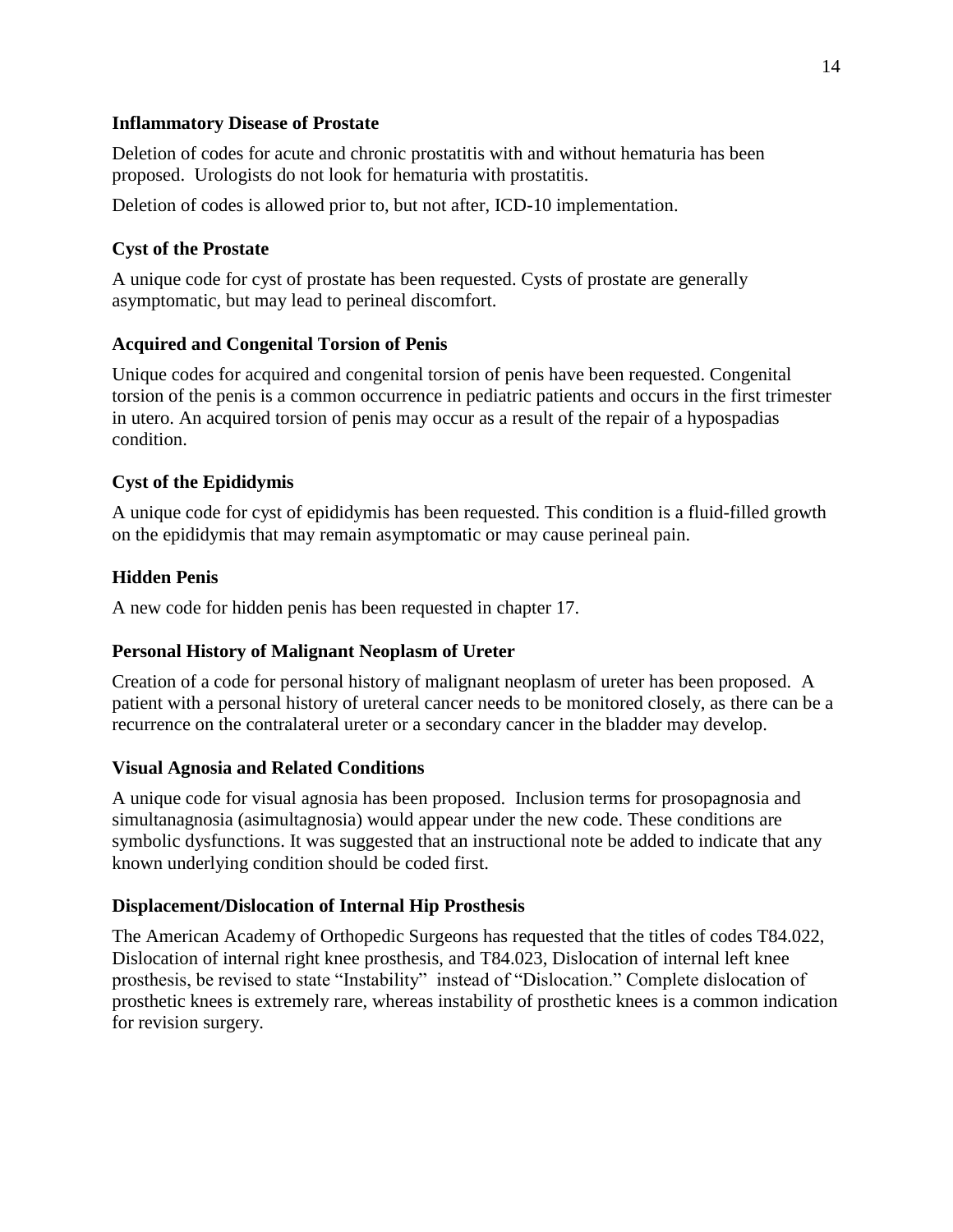### Inflammatory Disease of Prostate

Deletion of codes for acute and chronic prostatitis with and without hematuria has been proposed. Urologists do not look for hematuria with prostatitis.

Deletion of codes is allowed prior to, but not after, ICD-10 implementation.

### Cyst of the Prostate

A unique code for cyst of prostate has been requested. Cysts of prostate are generally asymptomatic, but may lead to perineal discomfort.

### Acquired and Congenital Torsion of Penis

Unique codes for acquired and congenital torsion of penis have been requested. Congenital torsion of the penis is a common occurrence in pediatric patients and occurs in the first trimester in utero. An acquired torsion of penis may occur as a result of the repair of a hypospadias condition.

### Cyst of the Epididymis

A unique code for cyst of epididymis has been requested. This condition is a fluid-filled growth on the epididymis that may remain asymptomatic or may cause perineal pain.

### Hidden Penis

A new code for hidden penis has been requested in chapter 17.

### Personal History of Malignant Neoplasm of Ureter

Creation of a code for personal history of malignant neoplasm of ureter has been proposed. A patient with a personal history of ureteral cancer needs to be monitored closely, as there can be a recurrence on the contralateral ureter or a secondary cancer in the bladder may develop.

### Visual Agnosia and Related Conditions

A unique code for visual agnosia has been proposed. Inclusion terms for prosopagnosia and simultanagnosia (asimultagnosia) would appear under the new code. These conditions are symbolic dysfunctions. It was suggested that an instructional note be added to indicate that any known underlying condition should be coded first.

### Displacement/Dislocation of Internal Hip Prosthesis

The American Academy of Orthopedic Surgeons has requested that the titles of codes T84.022, Dislocation of internal right knee prosthesis, and T84.023, Dislocation of internal left knee prosthesis, be revised to state "Instability" instead of "Dislocation." Complete dislocation of prosthetic knees is extremely rare, whereas instability of prosthetic knees is a common indication for revision surgery.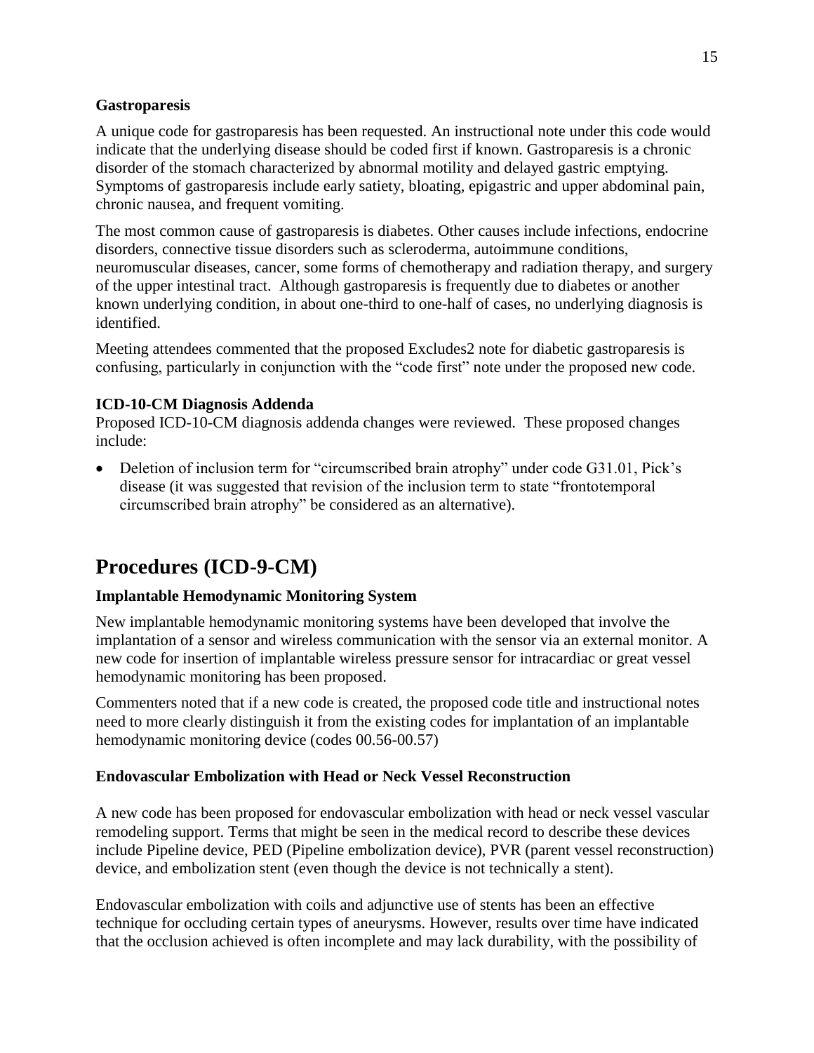### Gastroparesis

A unique code for gastroparesis has been requested. An instructional note under this code would indicate that the underlying disease should be coded first if known. Gastroparesis is a chronic disorder of the stomach characterized by abnormal motility and delayed gastric emptying. Symptoms of gastroparesis include early satiety, bloating, epigastric and upper abdominal pain, chronic nausea, and frequent vomiting.

The most common cause of gastroparesis is diabetes. Other causes include infections, endocrine disorders, connective tissue disorders such as scleroderma, autoimmune conditions, neuromuscular diseases, cancer, some forms of chemotherapy and radiation therapy, and surgery of the upper intestinal tract. Although gastroparesis is frequently due to diabetes or another known underlying condition, in about one-third to one-half of cases, no underlying diagnosis is identified.

Meeting attendees commented that the proposed Excludes2 note for diabetic gastroparesis is confusing, particularly in conjunction with the "code first" note under the proposed new code.

### ICD-10-CM Diagnosis Addenda

Proposed ICD-10-CM diagnosis addenda changes were reviewed. These proposed changes include:

- Deletion of inclusion term for "circumscribed brain atrophy" under code G31.01, Pick's disease (it was suggested that revision of the inclusion term to state "frontotemporal circumscribed brain atrophy" be considered as an alternative).

## Procedures (ICD-9-CM)

### Implantable Hemodynamic Monitoring System

New implantable hemodynamic monitoring systems have been developed that involve the implantation of a sensor and wireless communication with the sensor via an external monitor. A new code for insertion of implantable wireless pressure sensor for intracardiac or great vessel hemodynamic monitoring has been proposed.

Commenters noted that if a new code is created, the proposed code title and instructional notes need to more clearly distinguish it from the existing codes for implantation of an implantable hemodynamic monitoring device (codes 00.56-00.57)

### Endovascular Embolization with Head or Neck Vessel Reconstruction

A new code has been proposed for endovascular embolization with head or neck vessel vascular remodeling support. Terms that might be seen in the medical record to describe these devices include Pipeline device, PED (Pipeline embolization device), PVR (parent vessel reconstruction) device, and embolization stent (even though the device is not technically a stent).

Endovascular embolization with coils and adjunctive use of stents has been an effective technique for occluding certain types of aneurysms. However, results over time have indicated that the occlusion achieved is often incomplete and may lack durability, with the possibility of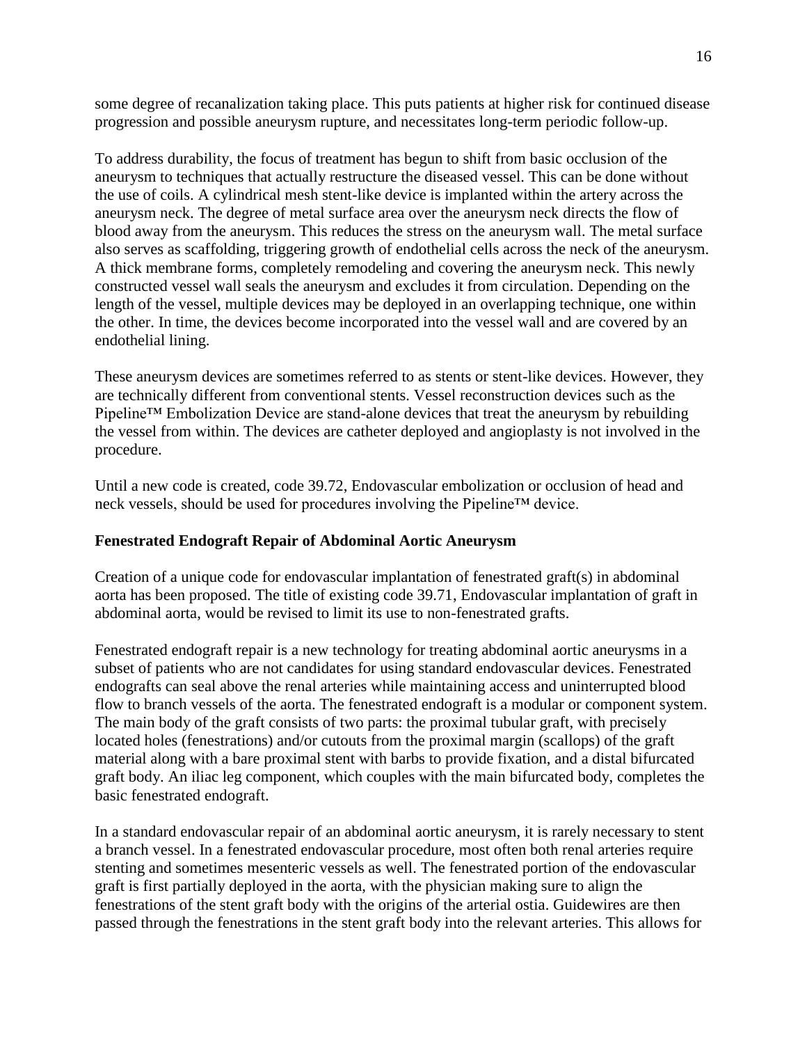some degree of recanalization taking place. This puts patients at higher risk for continued disease progression and possible aneurysm rupture, and necessitates long-term periodic follow-up.

To address durability, the focus of treatment has begun to shift from basic occlusion of the aneurysm to techniques that actually restructure the diseased vessel. This can be done without the use of coils. A cylindrical mesh stent-like device is implanted within the artery across the aneurysm neck. The degree of metal surface area over the aneurysm neck directs the flow of blood away from the aneurysm. This reduces the stress on the aneurysm wall. The metal surface also serves as scaffolding, triggering growth of endothelial cells across the neck of the aneurysm. A thick membrane forms, completely remodeling and covering the aneurysm neck. This newly constructed vessel wall seals the aneurysm and excludes it from circulation. Depending on the length of the vessel, multiple devices may be deployed in an overlapping technique, one within the other. In time, the devices become incorporated into the vessel wall and are covered by an endothelial lining.

These aneurysm devices are sometimes referred to as stents or stent-like devices. However, they are technically different from conventional stents. Vessel reconstruction devices such as the Pipeline™ Embolization Device are stand-alone devices that treat the aneurysm by rebuilding the vessel from within. The devices are catheter deployed and angioplasty is not involved in the procedure.

Until a new code is created, code 39.72, Endovascular embolization or occlusion of head and neck vessels, should be used for procedures involving the Pipeline™ device.

**Fenestrated Endograft Repair of Abdominal Aortic Aneurysm**

Creation of a unique code for endovascular implantation of fenestrated graft(s) in abdominal aorta has been proposed. The title of existing code 39.71, Endovascular implantation of graft in abdominal aorta, would be revised to limit its use to non-fenestrated grafts.

Fenestrated endograft repair is a new technology for treating abdominal aortic aneurysms in a subset of patients who are not candidates for using standard endovascular devices. Fenestrated endografts can seal above the renal arteries while maintaining access and uninterrupted blood flow to branch vessels of the aorta. The fenestrated endograft is a modular or component system. The main body of the graft consists of two parts: the proximal tubular graft, with precisely located holes (fenestrations) and/or cutouts from the proximal margin (scallops) of the graft material along with a bare proximal stent with barbs to provide fixation, and a distal bifurcated graft body. An iliac leg component, which couples with the main bifurcated body, completes the basic fenestrated endograft.

In a standard endovascular repair of an abdominal aortic aneurysm, it is rarely necessary to stent a branch vessel. In a fenestrated endovascular procedure, most often both renal arteries require stenting and sometimes mesenteric vessels as well. The fenestrated portion of the endovascular graft is first partially deployed in the aorta, with the physician making sure to align the fenestrations of the stent graft body with the origins of the arterial ostia. Guidewires are then passed through the fenestrations in the stent graft body into the relevant arteries. This allows for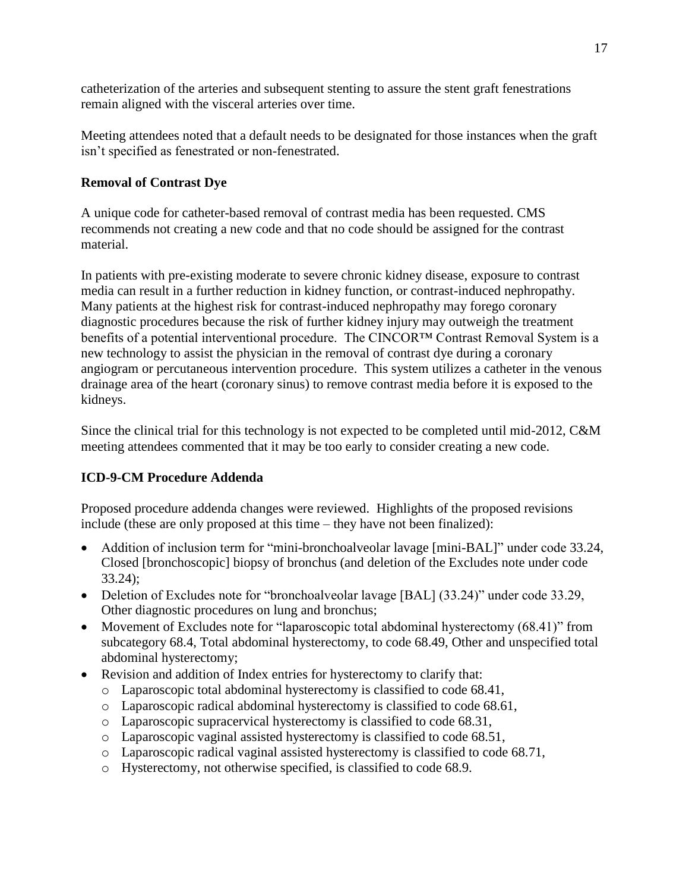catheterization of the arteries and subsequent stenting to assure the stent graft fenestrations remain aligned with the visceral arteries over time.

Meeting attendees noted that a default needs to be designated for those instances when the graft isn't specified as fenestrated or non-fenestrated.

**Removal of Contrast Dye**

A unique code for catheter-based removal of contrast media has been requested. CMS recommends not creating a new code and that no code should be assigned for the contrast material.

In patients with pre-existing moderate to severe chronic kidney disease, exposure to contrast media can result in a further reduction in kidney function, or contrast-induced nephropathy. Many patients at the highest risk for contrast-induced nephropathy may forego coronary diagnostic procedures because the risk of further kidney injury may outweigh the treatment benefits of a potential interventional procedure. The CINCOR™ Contrast Removal System is a new technology to assist the physician in the removal of contrast dye during a coronary angiogram or percutaneous intervention procedure. This system utilizes a catheter in the venous drainage area of the heart (coronary sinus) to remove contrast media before it is exposed to the kidneys.

Since the clinical trial for this technology is not expected to be completed until mid-2012, C&M meeting attendees commented that it may be too early to consider creating a new code.

**ICD-9-CM Procedure Addenda**

Proposed procedure addenda changes were reviewed. Highlights of the proposed revisions include (these are only proposed at this time – they have not been finalized):

- Addition of inclusion term for "mini-bronchoalveolar lavage [mini-BAL]" under code 33.24, Closed [bronchoscopic] biopsy of bronchus (and deletion of the Excludes note under code 33.24);
- Deletion of Excludes note for "bronchoalveolar lavage [BAL] (33.24)" under code 33.29, Other diagnostic procedures on lung and bronchus;
- Movement of Excludes note for "laparoscopic total abdominal hysterectomy (68.41)" from subcategory 68.4, Total abdominal hysterectomy, to code 68.49, Other and unspecified total abdominal hysterectomy;
- Revision and addition of Index entries for hysterectomy to clarify that:
  - Laparoscopic total abdominal hysterectomy is classified to code 68.41,
  - Laparoscopic radical abdominal hysterectomy is classified to code 68.61,
  - Laparoscopic supracervical hysterectomy is classified to code 68.31,
  - Laparoscopic vaginal assisted hysterectomy is classified to code 68.51,
  - Laparoscopic radical vaginal assisted hysterectomy is classified to code 68.71,
  - Hysterectomy, not otherwise specified, is classified to code 68.9.